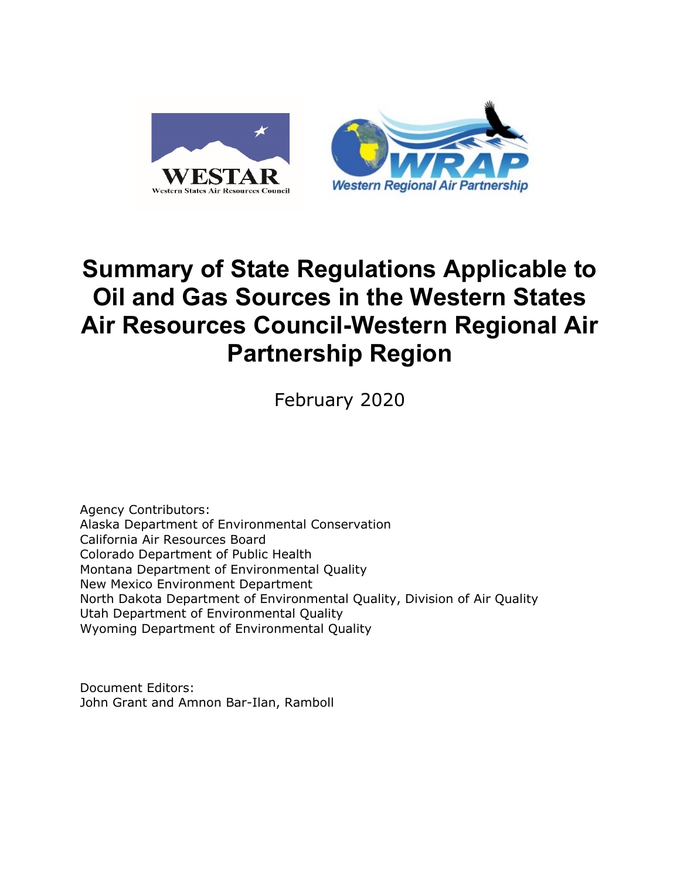# Summary of State Regulations Applicable to Oil and Gas Sources in the Western States Air Resources Council-Western Regional Air Partnership Region

February 2020

Agency Contributors:
Alaska Department of Environmental Conservation
California Air Resources Board
Colorado Department of Public Health
Montana Department of Environmental Quality
New Mexico Environment Department
North Dakota Department of Environmental Quality, Division of Air Quality
Utah Department of Environmental Quality
Wyoming Department of Environmental Quality

Document Editors:
John Grant and Amnon Bar-Ilan, Ramboll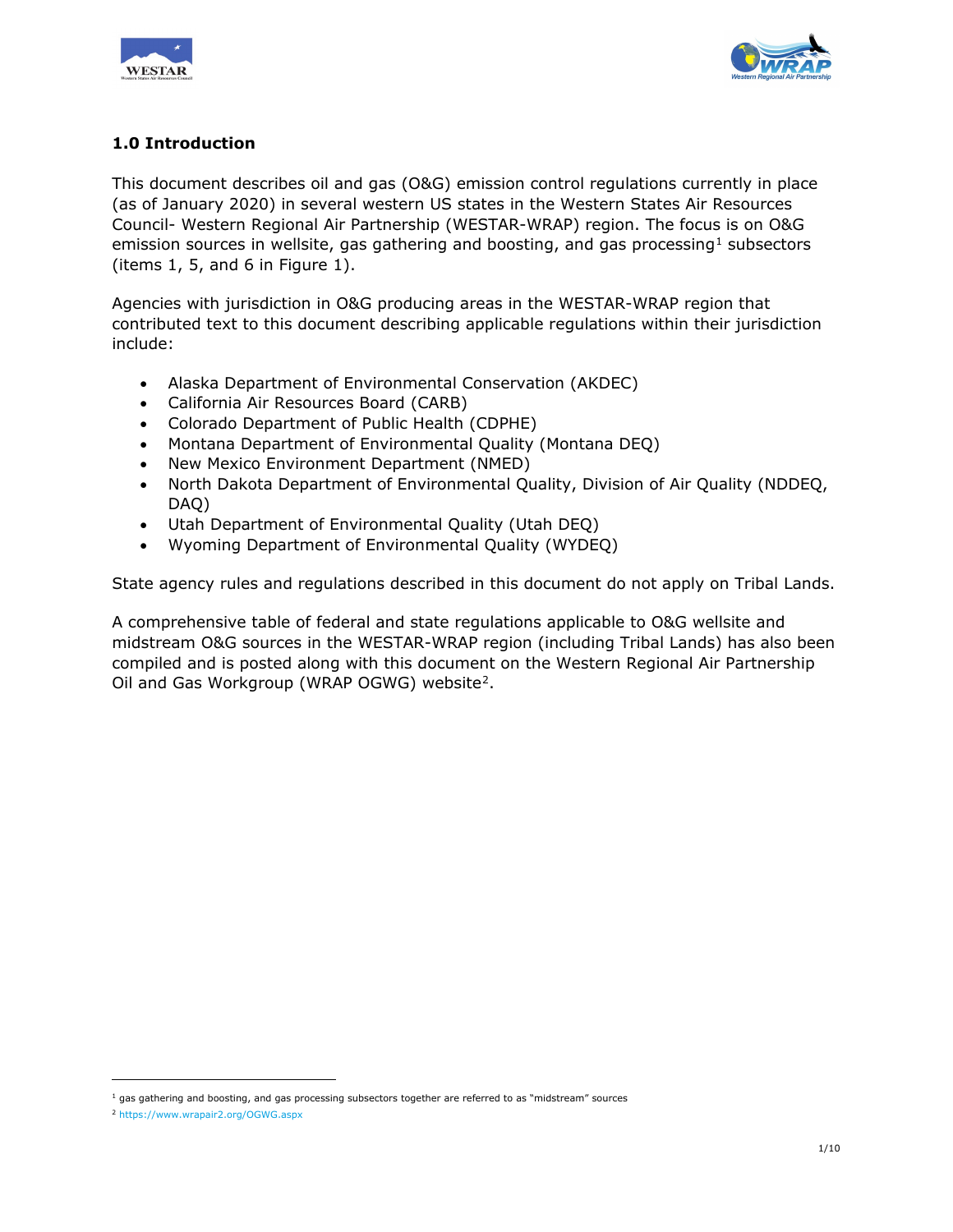## 1.0 Introduction

This document describes oil and gas (O&G) emission control regulations currently in place (as of January 2020) in several western US states in the Western States Air Resources Council- Western Regional Air Partnership (WESTAR-WRAP) region. The focus is on O&G emission sources in wellsite, gas gathering and boosting, and gas processing[1] subsectors (items 1, 5, and 6 in Figure 1).

Agencies with jurisdiction in O&G producing areas in the WESTAR-WRAP region that contributed text to this document describing applicable regulations within their jurisdiction include:

- Alaska Department of Environmental Conservation (AKDEC)
- California Air Resources Board (CARB)
- Colorado Department of Public Health (CDPHE)
- Montana Department of Environmental Quality (Montana DEQ)
- New Mexico Environment Department (NMED)
- North Dakota Department of Environmental Quality, Division of Air Quality (NDDEQ, DAQ)
- Utah Department of Environmental Quality (Utah DEQ)
- Wyoming Department of Environmental Quality (WYDEQ)

State agency rules and regulations described in this document do not apply on Tribal Lands.

A comprehensive table of federal and state regulations applicable to O&G wellsite and midstream O&G sources in the WESTAR-WRAP region (including Tribal Lands) has also been compiled and is posted along with this document on the Western Regional Air Partnership Oil and Gas Workgroup (WRAP OGWG) website[2].

---

[1] gas gathering and boosting, and gas processing subsectors together are referred to as "midstream" sources

[2] https://www.wrapair2.org/OGWG.aspx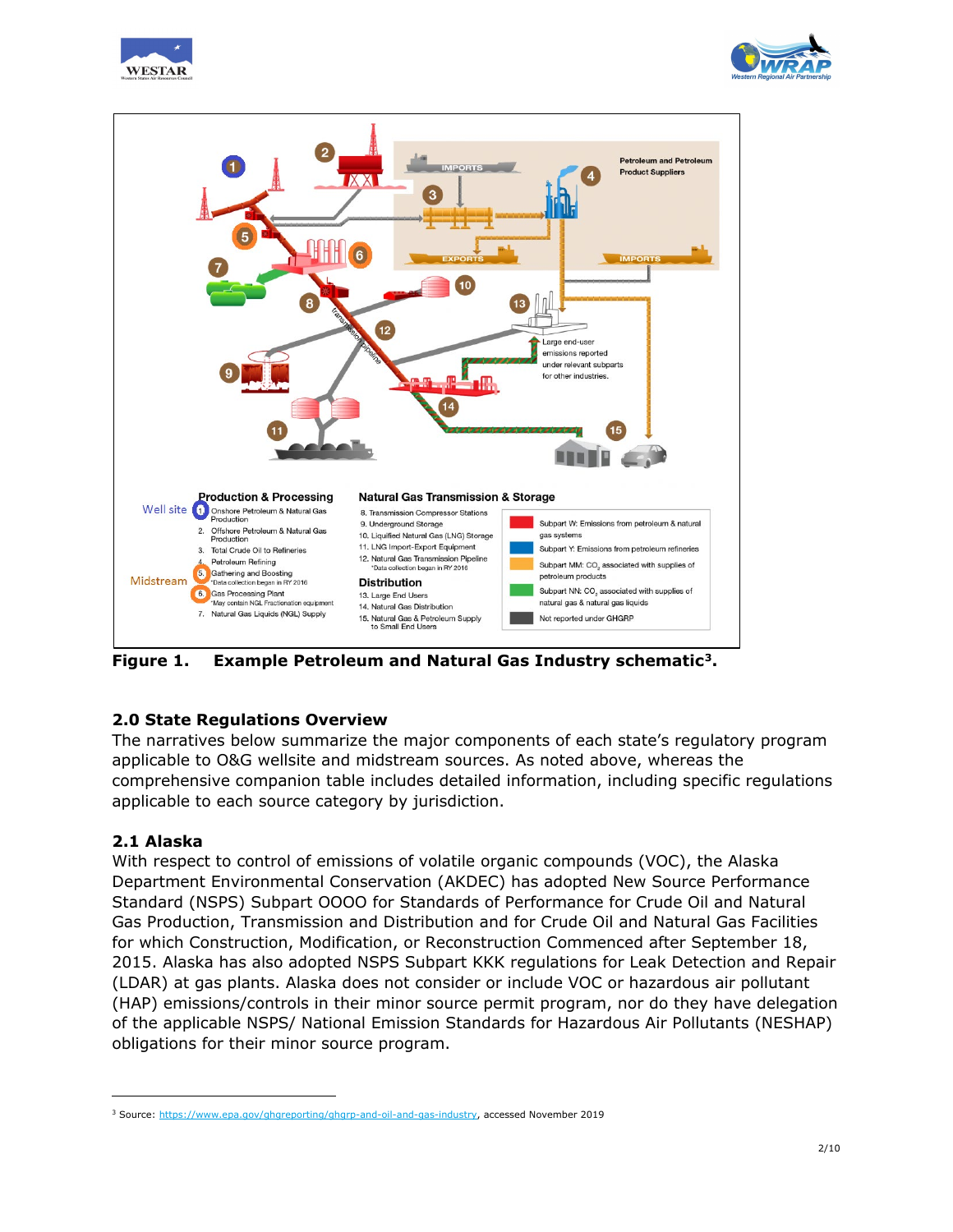**Figure 1. Example Petroleum and Natural Gas Industry schematic[3].**

## 2.0 State Regulations Overview

The narratives below summarize the major components of each state's regulatory program applicable to O&G wellsite and midstream sources. As noted above, whereas the comprehensive companion table includes detailed information, including specific regulations applicable to each source category by jurisdiction.

### 2.1 Alaska

With respect to control of emissions of volatile organic compounds (VOC), the Alaska Department Environmental Conservation (AKDEC) has adopted New Source Performance Standard (NSPS) Subpart OOOO for Standards of Performance for Crude Oil and Natural Gas Production, Transmission and Distribution and for Crude Oil and Natural Gas Facilities for which Construction, Modification, or Reconstruction Commenced after September 18, 2015. Alaska has also adopted NSPS Subpart KKK regulations for Leak Detection and Repair (LDAR) at gas plants. Alaska does not consider or include VOC or hazardous air pollutant (HAP) emissions/controls in their minor source permit program, nor do they have delegation of the applicable NSPS/ National Emission Standards for Hazardous Air Pollutants (NESHAP) obligations for their minor source program.

---

[3] Source: https://www.epa.gov/ghgreporting/ghgrp-and-oil-and-gas-industry, accessed November 2019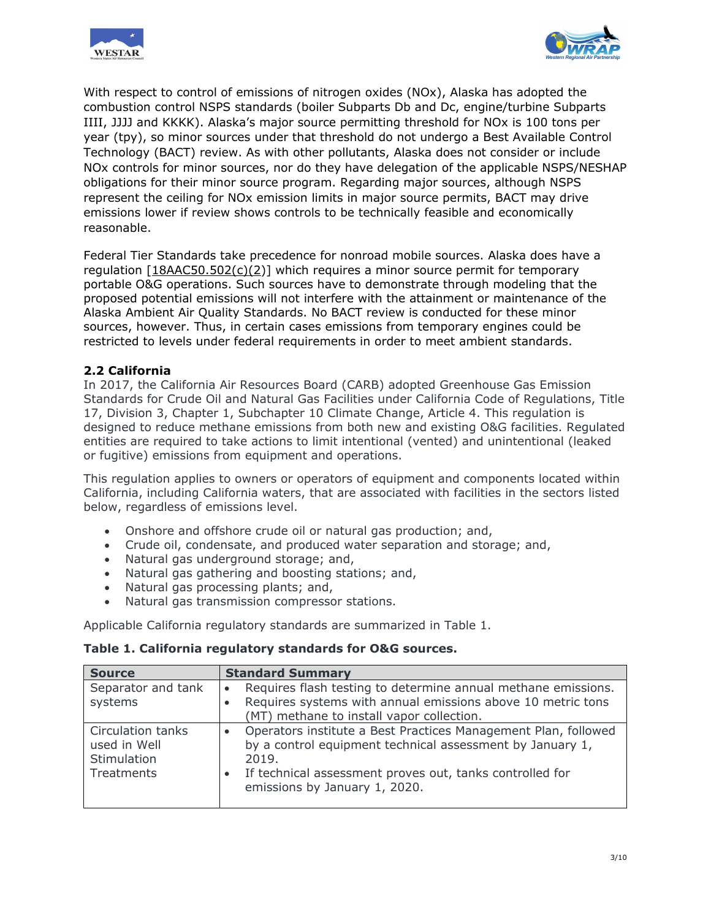With respect to control of emissions of nitrogen oxides (NOx), Alaska has adopted the combustion control NSPS standards (boiler Subparts Db and Dc, engine/turbine Subparts IIII, JJJJ and KKKK). Alaska's major source permitting threshold for NOx is 100 tons per year (tpy), so minor sources under that threshold do not undergo a Best Available Control Technology (BACT) review. As with other pollutants, Alaska does not consider or include NOx controls for minor sources, nor do they have delegation of the applicable NSPS/NESHAP obligations for their minor source program. Regarding major sources, although NSPS represent the ceiling for NOx emission limits in major source permits, BACT may drive emissions lower if review shows controls to be technically feasible and economically reasonable.

Federal Tier Standards take precedence for nonroad mobile sources. Alaska does have a regulation [18AAC50.502(c)(2)] which requires a minor source permit for temporary portable O&G operations. Such sources have to demonstrate through modeling that the proposed potential emissions will not interfere with the attainment or maintenance of the Alaska Ambient Air Quality Standards. No BACT review is conducted for these minor sources, however. Thus, in certain cases emissions from temporary engines could be restricted to levels under federal requirements in order to meet ambient standards.

### 2.2 California

In 2017, the California Air Resources Board (CARB) adopted Greenhouse Gas Emission Standards for Crude Oil and Natural Gas Facilities under California Code of Regulations, Title 17, Division 3, Chapter 1, Subchapter 10 Climate Change, Article 4. This regulation is designed to reduce methane emissions from both new and existing O&G facilities. Regulated entities are required to take actions to limit intentional (vented) and unintentional (leaked or fugitive) emissions from equipment and operations.

This regulation applies to owners or operators of equipment and components located within California, including California waters, that are associated with facilities in the sectors listed below, regardless of emissions level.

- Onshore and offshore crude oil or natural gas production; and,
- Crude oil, condensate, and produced water separation and storage; and,
- Natural gas underground storage; and,
- Natural gas gathering and boosting stations; and,
- Natural gas processing plants; and,
- Natural gas transmission compressor stations.

Applicable California regulatory standards are summarized in Table 1.

**Table 1. California regulatory standards for O&G sources.**

| Source | Standard Summary |
|---|---|
| Separator and tank systems | • Requires flash testing to determine annual methane emissions. • Requires systems with annual emissions above 10 metric tons (MT) methane to install vapor collection. |
| Circulation tanks used in Well Stimulation Treatments | • Operators institute a Best Practices Management Plan, followed by a control equipment technical assessment by January 1, 2019. • If technical assessment proves out, tanks controlled for emissions by January 1, 2020. |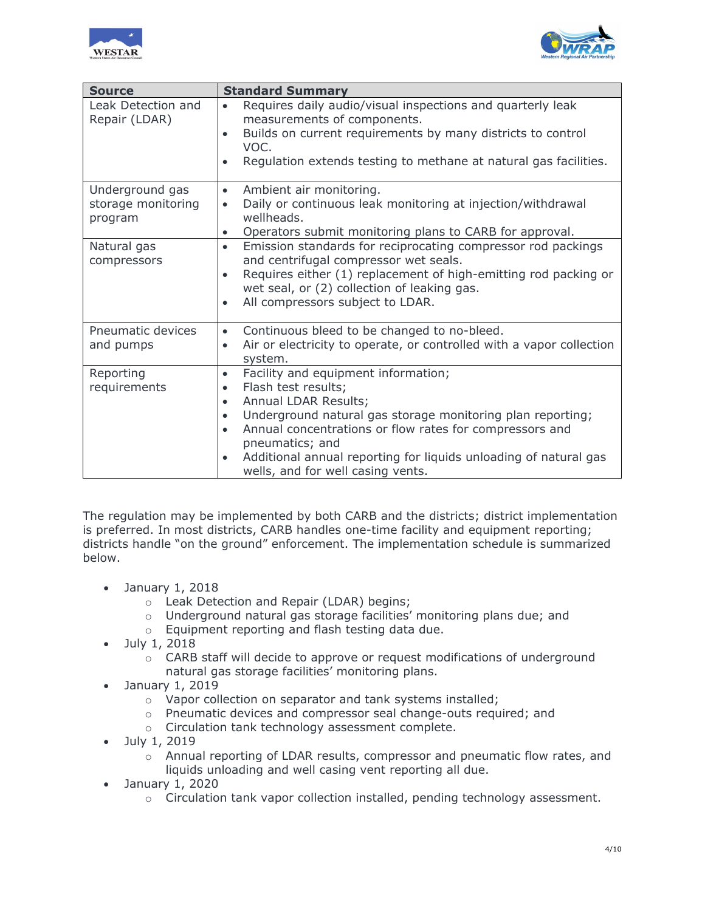| Source | Standard Summary |
|---|---|
| Leak Detection and Repair (LDAR) | • Requires daily audio/visual inspections and quarterly leak measurements of components.<br>• Builds on current requirements by many districts to control VOC.<br>• Regulation extends testing to methane at natural gas facilities. |
| Underground gas storage monitoring program | • Ambient air monitoring.<br>• Daily or continuous leak monitoring at injection/withdrawal wellheads.<br>• Operators submit monitoring plans to CARB for approval. |
| Natural gas compressors | • Emission standards for reciprocating compressor rod packings and centrifugal compressor wet seals.<br>• Requires either (1) replacement of high-emitting rod packing or wet seal, or (2) collection of leaking gas.<br>• All compressors subject to LDAR. |
| Pneumatic devices and pumps | • Continuous bleed to be changed to no-bleed.<br>• Air or electricity to operate, or controlled with a vapor collection system. |
| Reporting requirements | • Facility and equipment information;<br>• Flash test results;<br>• Annual LDAR Results;<br>• Underground natural gas storage monitoring plan reporting;<br>• Annual concentrations or flow rates for compressors and pneumatics; and<br>• Additional annual reporting for liquids unloading of natural gas wells, and for well casing vents. |

The regulation may be implemented by both CARB and the districts; district implementation is preferred. In most districts, CARB handles one-time facility and equipment reporting; districts handle "on the ground" enforcement. The implementation schedule is summarized below.

- January 1, 2018
  - Leak Detection and Repair (LDAR) begins;
  - Underground natural gas storage facilities' monitoring plans due; and
  - Equipment reporting and flash testing data due.
- July 1, 2018
  - CARB staff will decide to approve or request modifications of underground natural gas storage facilities' monitoring plans.
- January 1, 2019
  - Vapor collection on separator and tank systems installed;
  - Pneumatic devices and compressor seal change-outs required; and
  - Circulation tank technology assessment complete.
- July 1, 2019
  - Annual reporting of LDAR results, compressor and pneumatic flow rates, and liquids unloading and well casing vent reporting all due.
- January 1, 2020
  - Circulation tank vapor collection installed, pending technology assessment.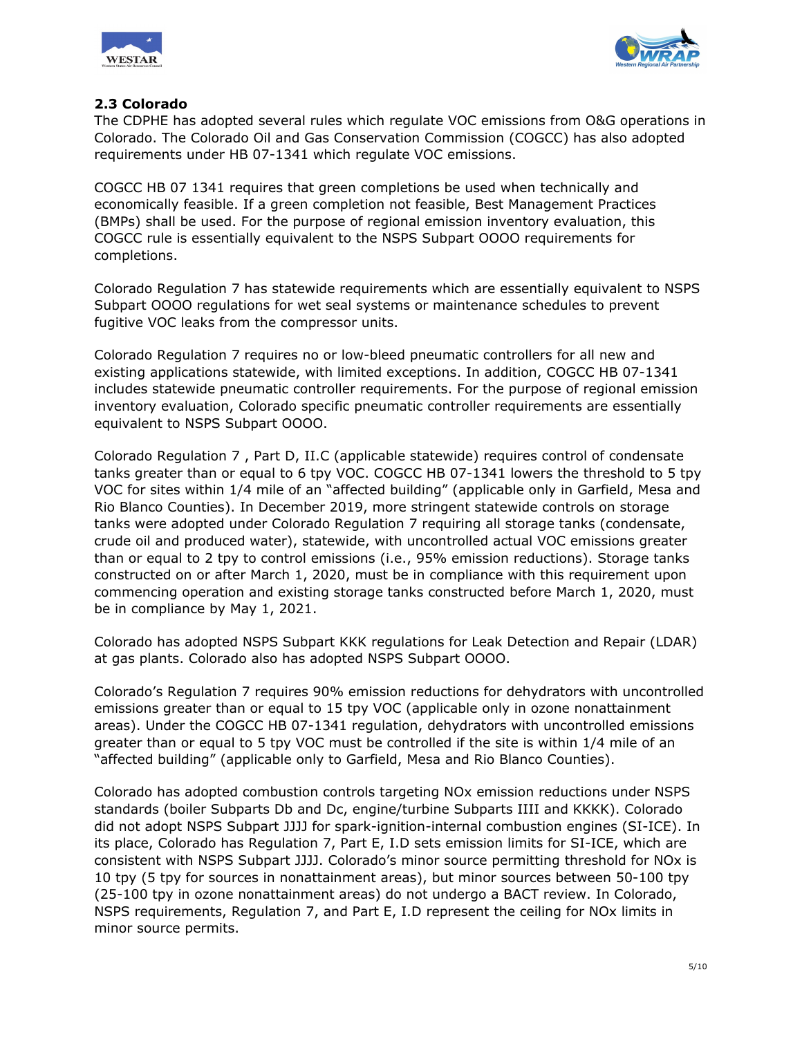### 2.3 Colorado

The CDPHE has adopted several rules which regulate VOC emissions from O&G operations in Colorado. The Colorado Oil and Gas Conservation Commission (COGCC) has also adopted requirements under HB 07-1341 which regulate VOC emissions.

COGCC HB 07 1341 requires that green completions be used when technically and economically feasible. If a green completion not feasible, Best Management Practices (BMPs) shall be used. For the purpose of regional emission inventory evaluation, this COGCC rule is essentially equivalent to the NSPS Subpart OOOO requirements for completions.

Colorado Regulation 7 has statewide requirements which are essentially equivalent to NSPS Subpart OOOO regulations for wet seal systems or maintenance schedules to prevent fugitive VOC leaks from the compressor units.

Colorado Regulation 7 requires no or low-bleed pneumatic controllers for all new and existing applications statewide, with limited exceptions. In addition, COGCC HB 07-1341 includes statewide pneumatic controller requirements. For the purpose of regional emission inventory evaluation, Colorado specific pneumatic controller requirements are essentially equivalent to NSPS Subpart OOOO.

Colorado Regulation 7 , Part D, II.C (applicable statewide) requires control of condensate tanks greater than or equal to 6 tpy VOC. COGCC HB 07-1341 lowers the threshold to 5 tpy VOC for sites within 1/4 mile of an "affected building" (applicable only in Garfield, Mesa and Rio Blanco Counties). In December 2019, more stringent statewide controls on storage tanks were adopted under Colorado Regulation 7 requiring all storage tanks (condensate, crude oil and produced water), statewide, with uncontrolled actual VOC emissions greater than or equal to 2 tpy to control emissions (i.e., 95% emission reductions). Storage tanks constructed on or after March 1, 2020, must be in compliance with this requirement upon commencing operation and existing storage tanks constructed before March 1, 2020, must be in compliance by May 1, 2021.

Colorado has adopted NSPS Subpart KKK regulations for Leak Detection and Repair (LDAR) at gas plants. Colorado also has adopted NSPS Subpart OOOO.

Colorado's Regulation 7 requires 90% emission reductions for dehydrators with uncontrolled emissions greater than or equal to 15 tpy VOC (applicable only in ozone nonattainment areas). Under the COGCC HB 07-1341 regulation, dehydrators with uncontrolled emissions greater than or equal to 5 tpy VOC must be controlled if the site is within 1/4 mile of an "affected building" (applicable only to Garfield, Mesa and Rio Blanco Counties).

Colorado has adopted combustion controls targeting NOx emission reductions under NSPS standards (boiler Subparts Db and Dc, engine/turbine Subparts IIII and KKKK). Colorado did not adopt NSPS Subpart JJJJ for spark-ignition-internal combustion engines (SI-ICE). In its place, Colorado has Regulation 7, Part E, I.D sets emission limits for SI-ICE, which are consistent with NSPS Subpart JJJJ. Colorado's minor source permitting threshold for NOx is 10 tpy (5 tpy for sources in nonattainment areas), but minor sources between 50-100 tpy (25-100 tpy in ozone nonattainment areas) do not undergo a BACT review. In Colorado, NSPS requirements, Regulation 7, and Part E, I.D represent the ceiling for NOx limits in minor source permits.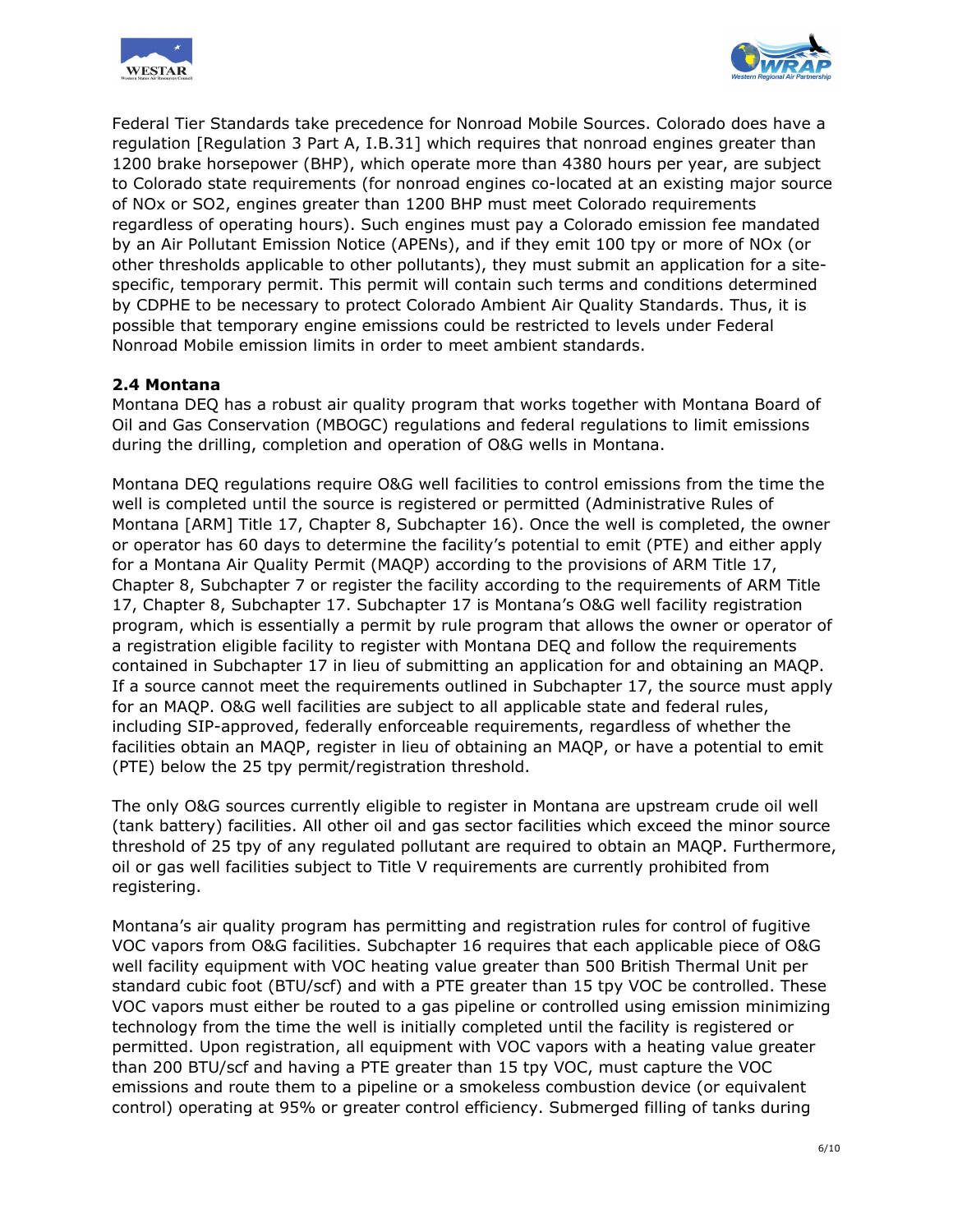Federal Tier Standards take precedence for Nonroad Mobile Sources. Colorado does have a regulation [Regulation 3 Part A, I.B.31] which requires that nonroad engines greater than 1200 brake horsepower (BHP), which operate more than 4380 hours per year, are subject to Colorado state requirements (for nonroad engines co-located at an existing major source of NOx or SO2, engines greater than 1200 BHP must meet Colorado requirements regardless of operating hours). Such engines must pay a Colorado emission fee mandated by an Air Pollutant Emission Notice (APENs), and if they emit 100 tpy or more of NOx (or other thresholds applicable to other pollutants), they must submit an application for a site-specific, temporary permit. This permit will contain such terms and conditions determined by CDPHE to be necessary to protect Colorado Ambient Air Quality Standards. Thus, it is possible that temporary engine emissions could be restricted to levels under Federal Nonroad Mobile emission limits in order to meet ambient standards.

### 2.4 Montana

Montana DEQ has a robust air quality program that works together with Montana Board of Oil and Gas Conservation (MBOGC) regulations and federal regulations to limit emissions during the drilling, completion and operation of O&G wells in Montana.

Montana DEQ regulations require O&G well facilities to control emissions from the time the well is completed until the source is registered or permitted (Administrative Rules of Montana [ARM] Title 17, Chapter 8, Subchapter 16). Once the well is completed, the owner or operator has 60 days to determine the facility's potential to emit (PTE) and either apply for a Montana Air Quality Permit (MAQP) according to the provisions of ARM Title 17, Chapter 8, Subchapter 7 or register the facility according to the requirements of ARM Title 17, Chapter 8, Subchapter 17. Subchapter 17 is Montana's O&G well facility registration program, which is essentially a permit by rule program that allows the owner or operator of a registration eligible facility to register with Montana DEQ and follow the requirements contained in Subchapter 17 in lieu of submitting an application for and obtaining an MAQP. If a source cannot meet the requirements outlined in Subchapter 17, the source must apply for an MAQP. O&G well facilities are subject to all applicable state and federal rules, including SIP-approved, federally enforceable requirements, regardless of whether the facilities obtain an MAQP, register in lieu of obtaining an MAQP, or have a potential to emit (PTE) below the 25 tpy permit/registration threshold.

The only O&G sources currently eligible to register in Montana are upstream crude oil well (tank battery) facilities. All other oil and gas sector facilities which exceed the minor source threshold of 25 tpy of any regulated pollutant are required to obtain an MAQP. Furthermore, oil or gas well facilities subject to Title V requirements are currently prohibited from registering.

Montana's air quality program has permitting and registration rules for control of fugitive VOC vapors from O&G facilities. Subchapter 16 requires that each applicable piece of O&G well facility equipment with VOC heating value greater than 500 British Thermal Unit per standard cubic foot (BTU/scf) and with a PTE greater than 15 tpy VOC be controlled. These VOC vapors must either be routed to a gas pipeline or controlled using emission minimizing technology from the time the well is initially completed until the facility is registered or permitted. Upon registration, all equipment with VOC vapors with a heating value greater than 200 BTU/scf and having a PTE greater than 15 tpy VOC, must capture the VOC emissions and route them to a pipeline or a smokeless combustion device (or equivalent control) operating at 95% or greater control efficiency. Submerged filling of tanks during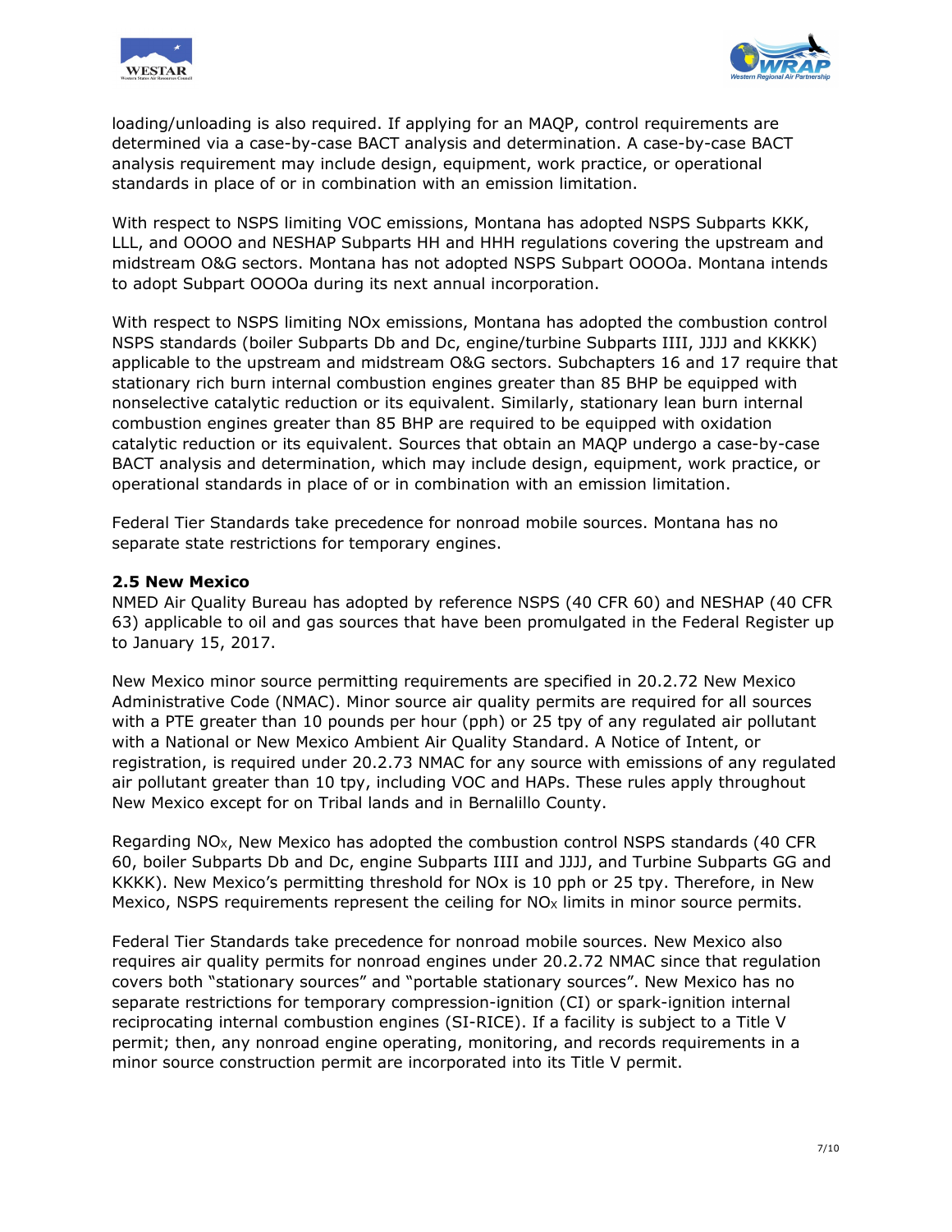loading/unloading is also required. If applying for an MAQP, control requirements are determined via a case-by-case BACT analysis and determination. A case-by-case BACT analysis requirement may include design, equipment, work practice, or operational standards in place of or in combination with an emission limitation.

With respect to NSPS limiting VOC emissions, Montana has adopted NSPS Subparts KKK, LLL, and OOOO and NESHAP Subparts HH and HHH regulations covering the upstream and midstream O&G sectors. Montana has not adopted NSPS Subpart OOOOa. Montana intends to adopt Subpart OOOOa during its next annual incorporation.

With respect to NSPS limiting NOx emissions, Montana has adopted the combustion control NSPS standards (boiler Subparts Db and Dc, engine/turbine Subparts IIII, JJJJ and KKKK) applicable to the upstream and midstream O&G sectors. Subchapters 16 and 17 require that stationary rich burn internal combustion engines greater than 85 BHP be equipped with nonselective catalytic reduction or its equivalent. Similarly, stationary lean burn internal combustion engines greater than 85 BHP are required to be equipped with oxidation catalytic reduction or its equivalent. Sources that obtain an MAQP undergo a case-by-case BACT analysis and determination, which may include design, equipment, work practice, or operational standards in place of or in combination with an emission limitation.

Federal Tier Standards take precedence for nonroad mobile sources. Montana has no separate state restrictions for temporary engines.

### 2.5 New Mexico

NMED Air Quality Bureau has adopted by reference NSPS (40 CFR 60) and NESHAP (40 CFR 63) applicable to oil and gas sources that have been promulgated in the Federal Register up to January 15, 2017.

New Mexico minor source permitting requirements are specified in 20.2.72 New Mexico Administrative Code (NMAC). Minor source air quality permits are required for all sources with a PTE greater than 10 pounds per hour (pph) or 25 tpy of any regulated air pollutant with a National or New Mexico Ambient Air Quality Standard. A Notice of Intent, or registration, is required under 20.2.73 NMAC for any source with emissions of any regulated air pollutant greater than 10 tpy, including VOC and HAPs. These rules apply throughout New Mexico except for on Tribal lands and in Bernalillo County.

Regarding $NO_X$, New Mexico has adopted the combustion control NSPS standards (40 CFR 60, boiler Subparts Db and Dc, engine Subparts IIII and JJJJ, and Turbine Subparts GG and KKKK). New Mexico's permitting threshold for NOx is 10 pph or 25 tpy. Therefore, in New Mexico, NSPS requirements represent the ceiling for $NO_X$ limits in minor source permits.

Federal Tier Standards take precedence for nonroad mobile sources. New Mexico also requires air quality permits for nonroad engines under 20.2.72 NMAC since that regulation covers both "stationary sources" and "portable stationary sources". New Mexico has no separate restrictions for temporary compression-ignition (CI) or spark-ignition internal reciprocating internal combustion engines (SI-RICE). If a facility is subject to a Title V permit; then, any nonroad engine operating, monitoring, and records requirements in a minor source construction permit are incorporated into its Title V permit.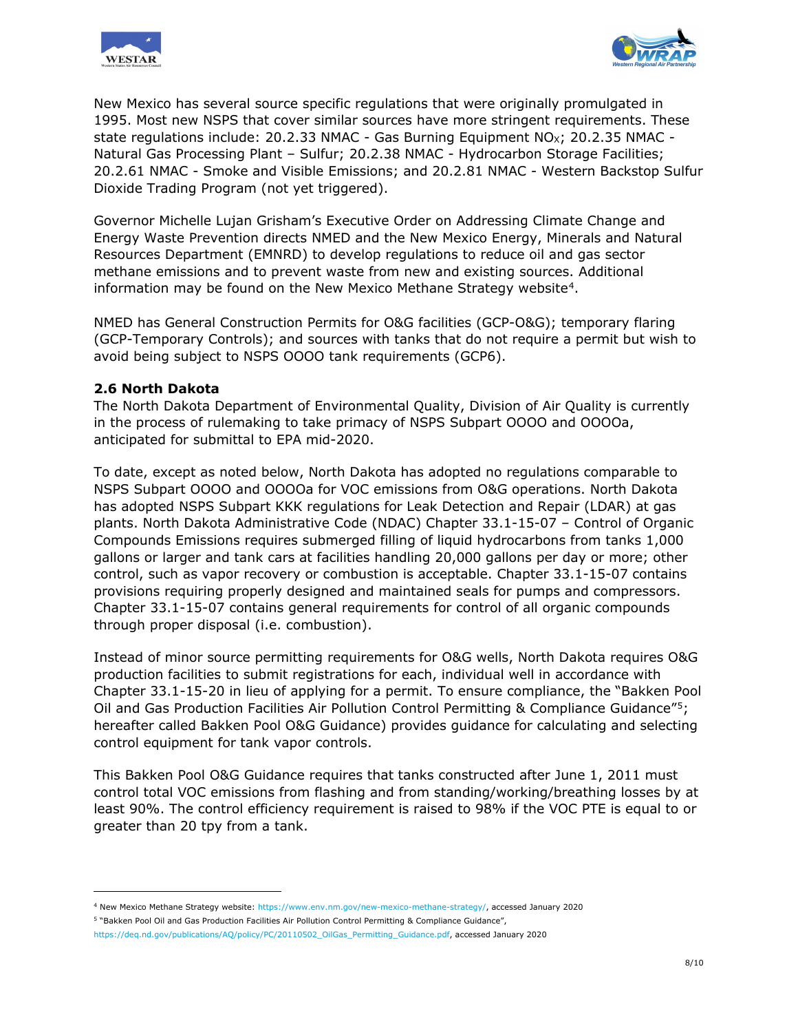New Mexico has several source specific regulations that were originally promulgated in 1995. Most new NSPS that cover similar sources have more stringent requirements. These state regulations include: 20.2.33 NMAC - Gas Burning Equipment $NO_X$; 20.2.35 NMAC - Natural Gas Processing Plant – Sulfur; 20.2.38 NMAC - Hydrocarbon Storage Facilities; 20.2.61 NMAC - Smoke and Visible Emissions; and 20.2.81 NMAC - Western Backstop Sulfur Dioxide Trading Program (not yet triggered).

Governor Michelle Lujan Grisham's Executive Order on Addressing Climate Change and Energy Waste Prevention directs NMED and the New Mexico Energy, Minerals and Natural Resources Department (EMNRD) to develop regulations to reduce oil and gas sector methane emissions and to prevent waste from new and existing sources. Additional information may be found on the New Mexico Methane Strategy website[4].

NMED has General Construction Permits for O&G facilities (GCP-O&G); temporary flaring (GCP-Temporary Controls); and sources with tanks that do not require a permit but wish to avoid being subject to NSPS OOOO tank requirements (GCP6).

### 2.6 North Dakota

The North Dakota Department of Environmental Quality, Division of Air Quality is currently in the process of rulemaking to take primacy of NSPS Subpart OOOO and OOOOa, anticipated for submittal to EPA mid-2020.

To date, except as noted below, North Dakota has adopted no regulations comparable to NSPS Subpart OOOO and OOOOa for VOC emissions from O&G operations. North Dakota has adopted NSPS Subpart KKK regulations for Leak Detection and Repair (LDAR) at gas plants. North Dakota Administrative Code (NDAC) Chapter 33.1-15-07 – Control of Organic Compounds Emissions requires submerged filling of liquid hydrocarbons from tanks 1,000 gallons or larger and tank cars at facilities handling 20,000 gallons per day or more; other control, such as vapor recovery or combustion is acceptable. Chapter 33.1-15-07 contains provisions requiring properly designed and maintained seals for pumps and compressors. Chapter 33.1-15-07 contains general requirements for control of all organic compounds through proper disposal (i.e. combustion).

Instead of minor source permitting requirements for O&G wells, North Dakota requires O&G production facilities to submit registrations for each, individual well in accordance with Chapter 33.1-15-20 in lieu of applying for a permit. To ensure compliance, the "Bakken Pool Oil and Gas Production Facilities Air Pollution Control Permitting & Compliance Guidance"[5]; hereafter called Bakken Pool O&G Guidance) provides guidance for calculating and selecting control equipment for tank vapor controls.

This Bakken Pool O&G Guidance requires that tanks constructed after June 1, 2011 must control total VOC emissions from flashing and from standing/working/breathing losses by at least 90%. The control efficiency requirement is raised to 98% if the VOC PTE is equal to or greater than 20 tpy from a tank.

---

[4] New Mexico Methane Strategy website: https://www.env.nm.gov/new-mexico-methane-strategy/, accessed January 2020

[5] "Bakken Pool Oil and Gas Production Facilities Air Pollution Control Permitting & Compliance Guidance", https://deq.nd.gov/publications/AQ/policy/PC/20110502_OilGas_Permitting_Guidance.pdf, accessed January 2020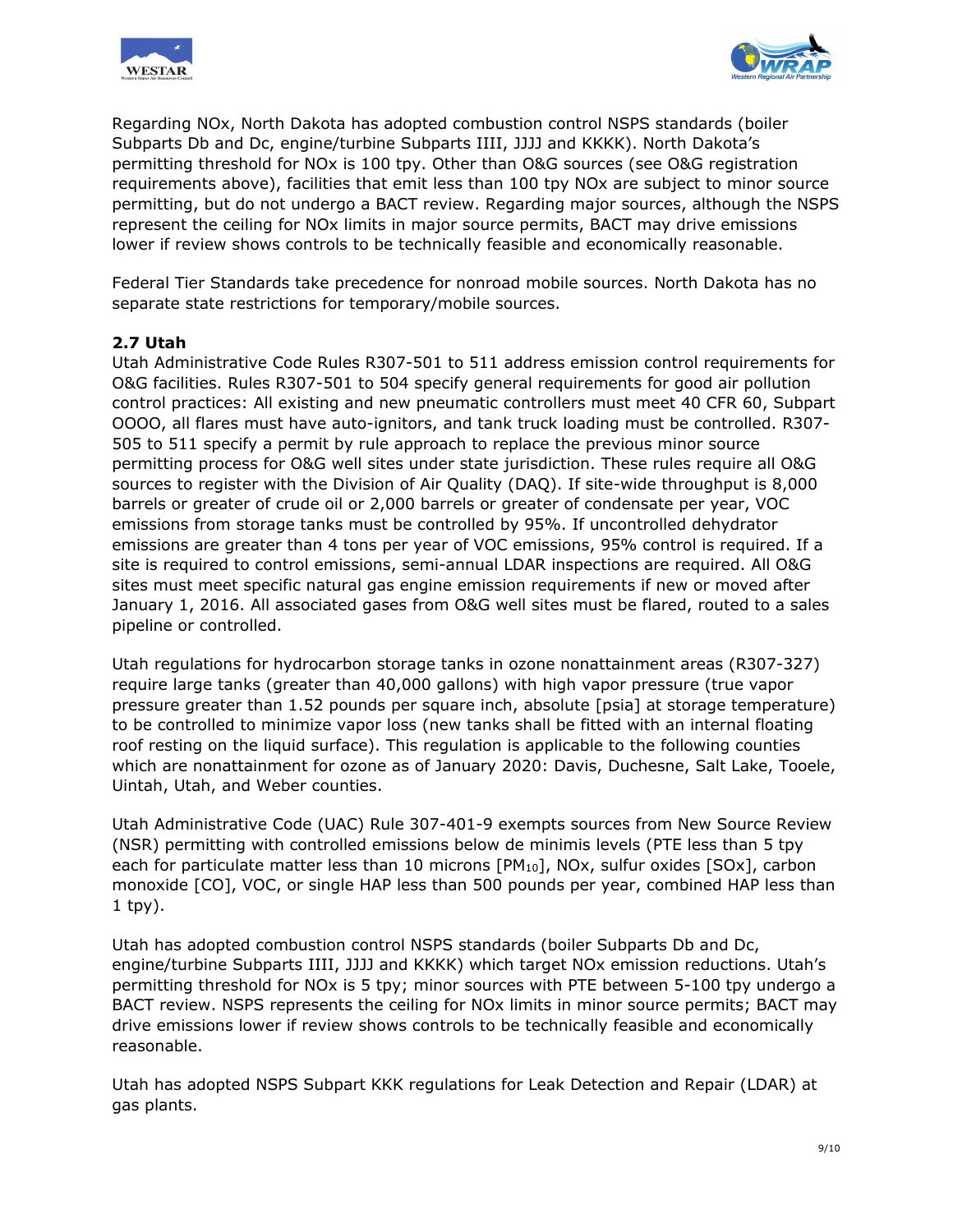Regarding NOx, North Dakota has adopted combustion control NSPS standards (boiler Subparts Db and Dc, engine/turbine Subparts IIII, JJJJ and KKKK). North Dakota's permitting threshold for NOx is 100 tpy. Other than O&G sources (see O&G registration requirements above), facilities that emit less than 100 tpy NOx are subject to minor source permitting, but do not undergo a BACT review. Regarding major sources, although the NSPS represent the ceiling for NOx limits in major source permits, BACT may drive emissions lower if review shows controls to be technically feasible and economically reasonable.

Federal Tier Standards take precedence for nonroad mobile sources. North Dakota has no separate state restrictions for temporary/mobile sources.

### 2.7 Utah

Utah Administrative Code Rules R307-501 to 511 address emission control requirements for O&G facilities. Rules R307-501 to 504 specify general requirements for good air pollution control practices: All existing and new pneumatic controllers must meet 40 CFR 60, Subpart OOOO, all flares must have auto-ignitors, and tank truck loading must be controlled. R307-505 to 511 specify a permit by rule approach to replace the previous minor source permitting process for O&G well sites under state jurisdiction. These rules require all O&G sources to register with the Division of Air Quality (DAQ). If site-wide throughput is 8,000 barrels or greater of crude oil or 2,000 barrels or greater of condensate per year, VOC emissions from storage tanks must be controlled by 95%. If uncontrolled dehydrator emissions are greater than 4 tons per year of VOC emissions, 95% control is required. If a site is required to control emissions, semi-annual LDAR inspections are required. All O&G sites must meet specific natural gas engine emission requirements if new or moved after January 1, 2016. All associated gases from O&G well sites must be flared, routed to a sales pipeline or controlled.

Utah regulations for hydrocarbon storage tanks in ozone nonattainment areas (R307-327) require large tanks (greater than 40,000 gallons) with high vapor pressure (true vapor pressure greater than 1.52 pounds per square inch, absolute [psia] at storage temperature) to be controlled to minimize vapor loss (new tanks shall be fitted with an internal floating roof resting on the liquid surface). This regulation is applicable to the following counties which are nonattainment for ozone as of January 2020: Davis, Duchesne, Salt Lake, Tooele, Uintah, Utah, and Weber counties.

Utah Administrative Code (UAC) Rule 307-401-9 exempts sources from New Source Review (NSR) permitting with controlled emissions below de minimis levels (PTE less than 5 tpy each for particulate matter less than 10 microns [$PM_{10}$], NOx, sulfur oxides [SOx], carbon monoxide [CO], VOC, or single HAP less than 500 pounds per year, combined HAP less than 1 tpy).

Utah has adopted combustion control NSPS standards (boiler Subparts Db and Dc, engine/turbine Subparts IIII, JJJJ and KKKK) which target NOx emission reductions. Utah's permitting threshold for NOx is 5 tpy; minor sources with PTE between 5-100 tpy undergo a BACT review. NSPS represents the ceiling for NOx limits in minor source permits; BACT may drive emissions lower if review shows controls to be technically feasible and economically reasonable.

Utah has adopted NSPS Subpart KKK regulations for Leak Detection and Repair (LDAR) at gas plants.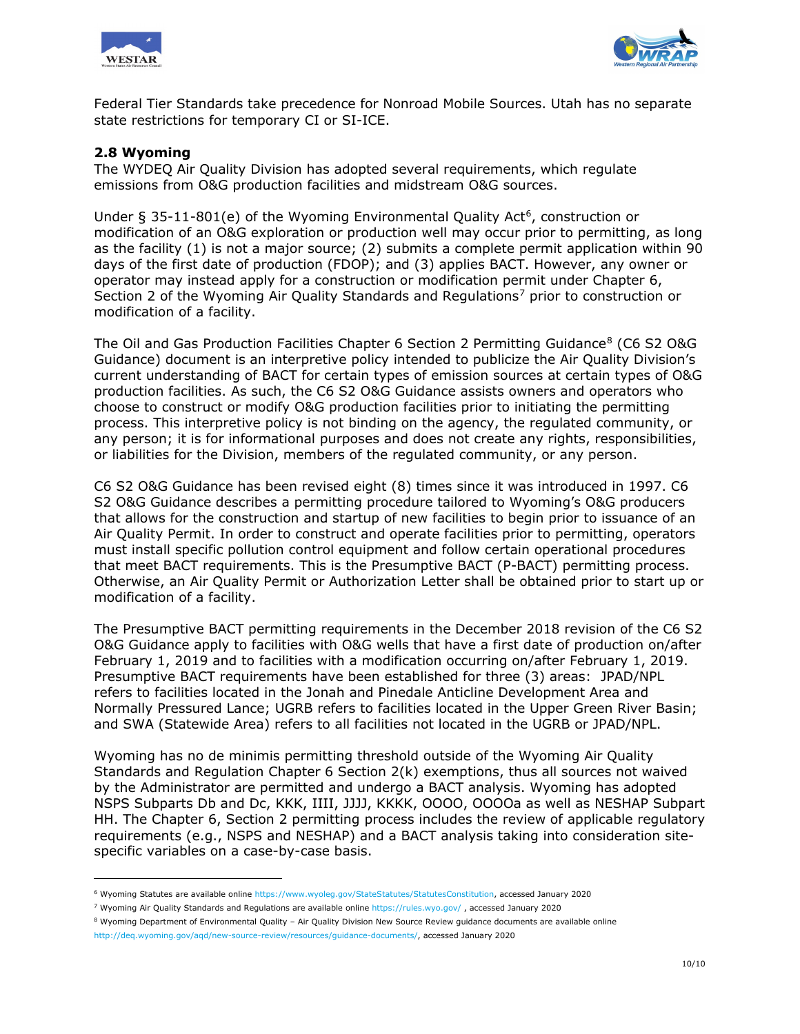Federal Tier Standards take precedence for Nonroad Mobile Sources. Utah has no separate state restrictions for temporary CI or SI-ICE.

### 2.8 Wyoming

The WYDEQ Air Quality Division has adopted several requirements, which regulate emissions from O&G production facilities and midstream O&G sources.

Under § 35-11-801(e) of the Wyoming Environmental Quality Act[6], construction or modification of an O&G exploration or production well may occur prior to permitting, as long as the facility (1) is not a major source; (2) submits a complete permit application within 90 days of the first date of production (FDOP); and (3) applies BACT. However, any owner or operator may instead apply for a construction or modification permit under Chapter 6, Section 2 of the Wyoming Air Quality Standards and Regulations[7] prior to construction or modification of a facility.

The Oil and Gas Production Facilities Chapter 6 Section 2 Permitting Guidance[8] (C6 S2 O&G Guidance) document is an interpretive policy intended to publicize the Air Quality Division's current understanding of BACT for certain types of emission sources at certain types of O&G production facilities. As such, the C6 S2 O&G Guidance assists owners and operators who choose to construct or modify O&G production facilities prior to initiating the permitting process. This interpretive policy is not binding on the agency, the regulated community, or any person; it is for informational purposes and does not create any rights, responsibilities, or liabilities for the Division, members of the regulated community, or any person.

C6 S2 O&G Guidance has been revised eight (8) times since it was introduced in 1997. C6 S2 O&G Guidance describes a permitting procedure tailored to Wyoming's O&G producers that allows for the construction and startup of new facilities to begin prior to issuance of an Air Quality Permit. In order to construct and operate facilities prior to permitting, operators must install specific pollution control equipment and follow certain operational procedures that meet BACT requirements. This is the Presumptive BACT (P-BACT) permitting process. Otherwise, an Air Quality Permit or Authorization Letter shall be obtained prior to start up or modification of a facility.

The Presumptive BACT permitting requirements in the December 2018 revision of the C6 S2 O&G Guidance apply to facilities with O&G wells that have a first date of production on/after February 1, 2019 and to facilities with a modification occurring on/after February 1, 2019. Presumptive BACT requirements have been established for three (3) areas: JPAD/NPL refers to facilities located in the Jonah and Pinedale Anticline Development Area and Normally Pressured Lance; UGRB refers to facilities located in the Upper Green River Basin; and SWA (Statewide Area) refers to all facilities not located in the UGRB or JPAD/NPL.

Wyoming has no de minimis permitting threshold outside of the Wyoming Air Quality Standards and Regulation Chapter 6 Section 2(k) exemptions, thus all sources not waived by the Administrator are permitted and undergo a BACT analysis. Wyoming has adopted NSPS Subparts Db and Dc, KKK, IIII, JJJJ, KKKK, OOOO, OOOOa as well as NESHAP Subpart HH. The Chapter 6, Section 2 permitting process includes the review of applicable regulatory requirements (e.g., NSPS and NESHAP) and a BACT analysis taking into consideration site-specific variables on a case-by-case basis.

---

[6] Wyoming Statutes are available online https://www.wyoleg.gov/StateStatutes/StatutesConstitution, accessed January 2020

[7] Wyoming Air Quality Standards and Regulations are available online https://rules.wyo.gov/ , accessed January 2020

[8] Wyoming Department of Environmental Quality – Air Quality Division New Source Review guidance documents are available online http://deq.wyoming.gov/aqd/new-source-review/resources/guidance-documents/, accessed January 2020